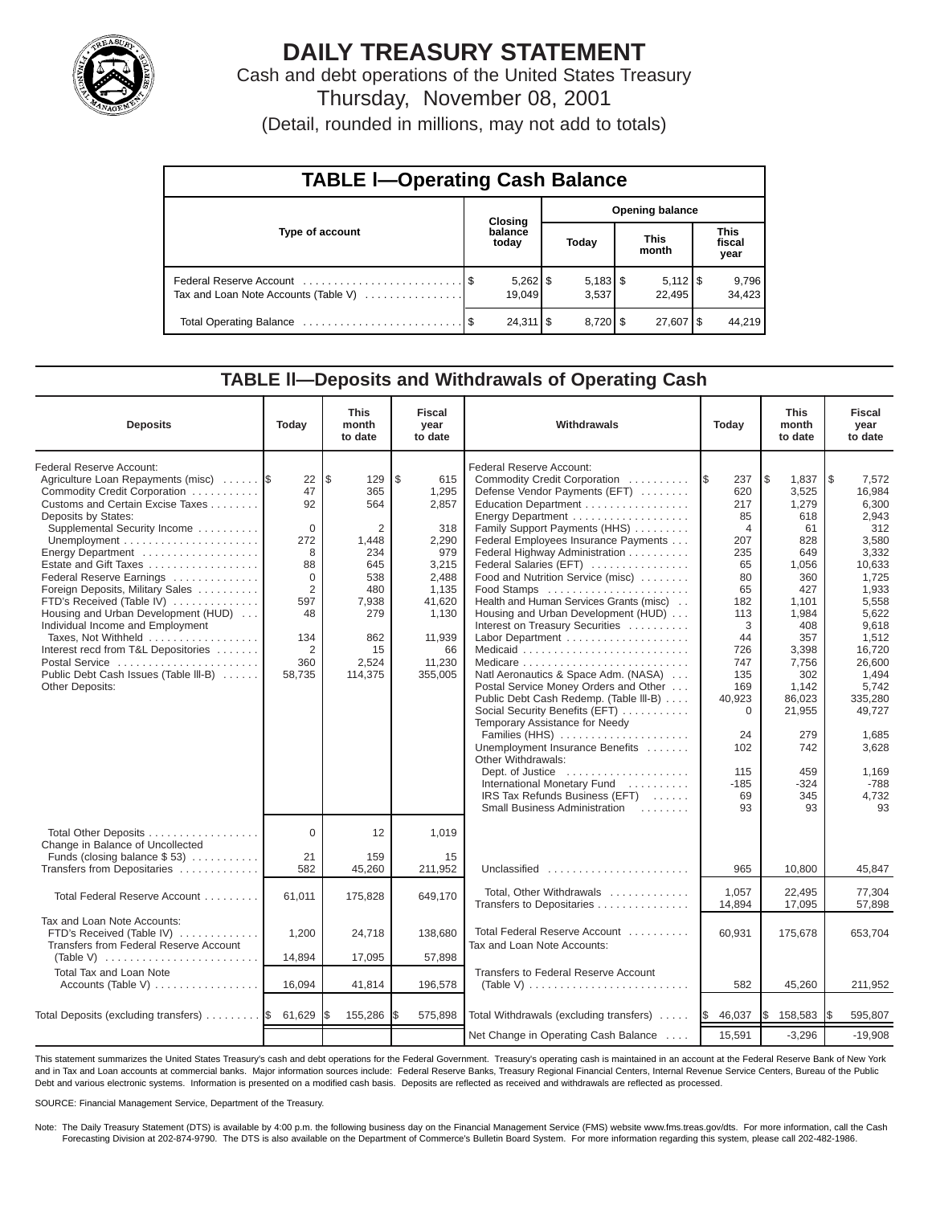# DAILY TREASURY STATEMENT

Cash and debt operations of the United States Treasury

Thursday, November 08, 2001

(Detail, rounded in millions, may not add to totals)

## TABLE I—Operating Cash Balance

| Type of account | Closing balance today | Opening balance Today | Opening balance This month | Opening balance This fiscal year |
|---|---|---|---|---|
| Federal Reserve Account | $ 5,262 | $ 5,183 | $ 5,112 | $ 9,796 |
| Tax and Loan Note Accounts (Table V) | 19,049 | 3,537 | 22,495 | 34,423 |
| Total Operating Balance | $ 24,311 | $ 8,720 | $ 27,607 | $ 44,219 |

## TABLE II—Deposits and Withdrawals of Operating Cash

| Deposits | Today | This month to date | Fiscal year to date |
|---|---|---|---|
| Federal Reserve Account: | | | |
| Agriculture Loan Repayments (misc) | $ 22 | $ 129 | $ 615 |
| Commodity Credit Corporation | 47 | 365 | 1,295 |
| Customs and Certain Excise Taxes | 92 | 564 | 2,857 |
| Deposits by States: | | | |
| Supplemental Security Income | 0 | 2 | 318 |
| Unemployment | 272 | 1,448 | 2,290 |
| Energy Department | 8 | 234 | 979 |
| Estate and Gift Taxes | 88 | 645 | 3,215 |
| Federal Reserve Earnings | 0 | 538 | 2,488 |
| Foreign Deposits, Military Sales | 2 | 480 | 1,135 |
| FTD's Received (Table IV) | 597 | 7,938 | 41,620 |
| Housing and Urban Development (HUD) | 48 | 279 | 1,130 |
| Individual Income and Employment Taxes, Not Withheld | 134 | 862 | 11,939 |
| Interest recd from T&L Depositories | 2 | 15 | 66 |
| Postal Service | 360 | 2,524 | 11,230 |
| Public Debt Cash Issues (Table III-B) | 58,735 | 114,375 | 355,005 |
| Other Deposits: | | | |
| Total Other Deposits | 0 | 12 | 1,019 |
| Change in Balance of Uncollected Funds (closing balance $ 53) | 21 | 159 | 15 |
| Transfers from Depositaries | 582 | 45,260 | 211,952 |
| Total Federal Reserve Account | 61,011 | 175,828 | 649,170 |
| Tax and Loan Note Accounts: | | | |
| FTD's Received (Table IV) | 1,200 | 24,718 | 138,680 |
| Transfers from Federal Reserve Account (Table V) | 14,894 | 17,095 | 57,898 |
| Total Tax and Loan Note Accounts (Table V) | 16,094 | 41,814 | 196,578 |
| Total Deposits (excluding transfers) | $ 61,629 | $ 155,286 | $ 575,898 |

| Withdrawals | Today | This month to date | Fiscal year to date |
|---|---|---|---|
| Federal Reserve Account: | | | |
| Commodity Credit Corporation | $ 237 | $ 1,837 | $ 7,572 |
| Defense Vendor Payments (EFT) | 620 | 3,525 | 16,984 |
| Education Department | 217 | 1,279 | 6,300 |
| Energy Department | 85 | 618 | 2,943 |
| Family Support Payments (HHS) | 4 | 61 | 312 |
| Federal Employees Insurance Payments | 207 | 828 | 3,580 |
| Federal Highway Administration | 235 | 649 | 3,332 |
| Federal Salaries (EFT) | 65 | 1,056 | 10,633 |
| Food and Nutrition Service (misc) | 80 | 360 | 1,725 |
| Food Stamps | 65 | 427 | 1,933 |
| Health and Human Services Grants (misc) | 182 | 1,101 | 5,558 |
| Housing and Urban Development (HUD) | 113 | 1,984 | 5,622 |
| Interest on Treasury Securities | 3 | 408 | 9,618 |
| Labor Department | 44 | 357 | 1,512 |
| Medicaid | 726 | 3,398 | 16,720 |
| Medicare | 747 | 7,756 | 26,600 |
| Natl Aeronautics & Space Adm. (NASA) | 135 | 302 | 1,494 |
| Postal Service Money Orders and Other | 169 | 1,142 | 5,742 |
| Public Debt Cash Redemp. (Table III-B) | 40,923 | 86,023 | 335,280 |
| Social Security Benefits (EFT) | 0 | 21,955 | 49,727 |
| Temporary Assistance for Needy Families (HHS) | 24 | 279 | 1,685 |
| Unemployment Insurance Benefits | 102 | 742 | 3,628 |
| Other Withdrawals: | | | |
| Dept. of Justice | 115 | 459 | 1,169 |
| International Monetary Fund | -185 | -324 | -788 |
| IRS Tax Refunds Business (EFT) | 69 | 345 | 4,732 |
| Small Business Administration | 93 | 93 | 93 |
| Unclassified | 965 | 10,800 | 45,847 |
| Total, Other Withdrawals | 1,057 | 22,495 | 77,304 |
| Transfers to Depositaries | 14,894 | 17,095 | 57,898 |
| Total Federal Reserve Account | 60,931 | 175,678 | 653,704 |
| Tax and Loan Note Accounts: | | | |
| Transfers to Federal Reserve Account (Table V) | 582 | 45,260 | 211,952 |
| Total Withdrawals (excluding transfers) | $ 46,037 | $ 158,583 | $ 595,807 |
| Net Change in Operating Cash Balance | 15,591 | -3,296 | -19,908 |

This statement summarizes the United States Treasury's cash and debt operations for the Federal Government. Treasury's operating cash is maintained in an account at the Federal Reserve Bank of New York and in Tax and Loan accounts at commercial banks. Major information sources include: Federal Reserve Banks, Treasury Regional Financial Centers, Internal Revenue Service Centers, Bureau of the Public Debt and various electronic systems. Information is presented on a modified cash basis. Deposits are reflected as received and withdrawals are reflected as processed.

SOURCE: Financial Management Service, Department of the Treasury.

Note: The Daily Treasury Statement (DTS) is available by 4:00 p.m. the following business day on the Financial Management Service (FMS) website www.fms.treas.gov/dts. For more information, call the Cash Forecasting Division at 202-874-9790. The DTS is also available on the Department of Commerce's Bulletin Board System. For more information regarding this system, please call 202-482-1986.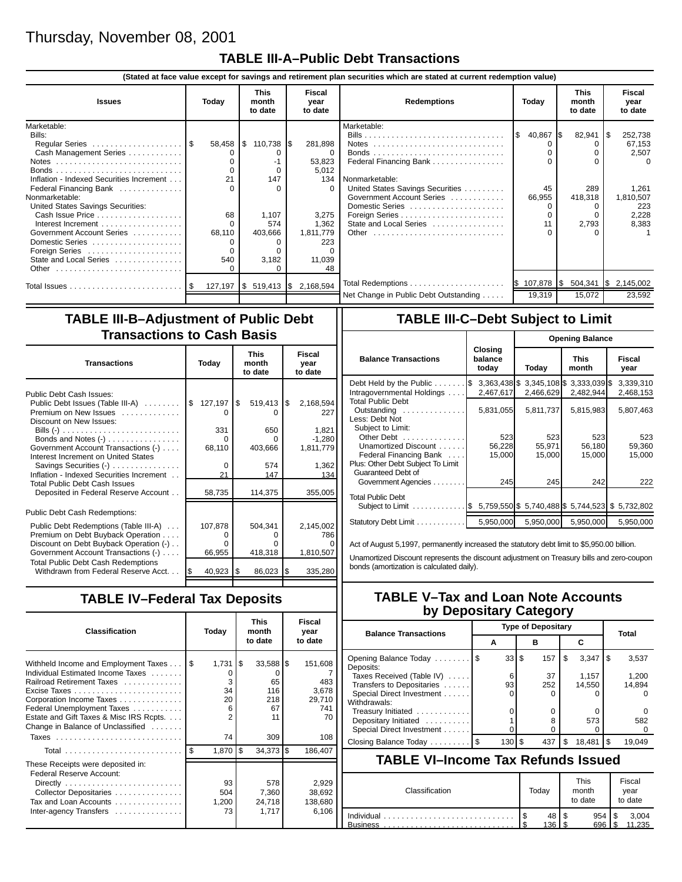Thursday, November 08, 2001

## TABLE III-A–Public Debt Transactions

(Stated at face value except for savings and retirement plan securities which are stated at current redemption value)

| Issues | Today | This month to date | Fiscal year to date | Redemptions | Today | This month to date | Fiscal year to date |
|---|---|---|---|---|---|---|---|
| Marketable: | | | | Marketable: | | | |
| Bills: | | | | Bills | $ 40,867 | $ 82,941 | $ 252,738 |
| Regular Series | $ 58,458 | $ 110,738 | $ 281,898 | Notes | 0 | 0 | 67,153 |
| Cash Management Series | 0 | 0 | 0 | Bonds | 0 | 0 | 2,507 |
| Notes | 0 | -1 | 53,823 | Federal Financing Bank | 0 | 0 | 0 |
| Bonds | 0 | 0 | 5,012 | | | | |
| Inflation - Indexed Securities Increment | 21 | 147 | 134 | Nonmarketable: | | | |
| Federal Financing Bank | 0 | 0 | 0 | United States Savings Securities | 45 | 289 | 1,261 |
| Nonmarketable: | | | | Government Account Series | 66,955 | 418,318 | 1,810,507 |
| United States Savings Securities: | | | | Domestic Series | 0 | 0 | 223 |
| Cash Issue Price | 68 | 1,107 | 3,275 | Foreign Series | 0 | 0 | 2,228 |
| Interest Increment | 0 | 574 | 1,362 | State and Local Series | 11 | 2,793 | 8,383 |
| Government Account Series | 68,110 | 403,666 | 1,811,779 | Other | 0 | 0 | 1 |
| Domestic Series | 0 | 0 | 223 | | | | |
| Foreign Series | 0 | 0 | 0 | | | | |
| State and Local Series | 540 | 3,182 | 11,039 | | | | |
| Other | 0 | 0 | 48 | | | | |
| Total Issues | $ 127,197 | $ 519,413 | $ 2,168,594 | Total Redemptions | $ 107,878 | $ 504,341 | $ 2,145,002 |
| | | | | Net Change in Public Debt Outstanding | 19,319 | 15,072 | 23,592 |

## TABLE III-B–Adjustment of Public Debt Transactions to Cash Basis

| Transactions | Today | This month to date | Fiscal year to date |
|---|---|---|---|
| Public Debt Cash Issues: | | | |
| Public Debt Issues (Table III-A) | $ 127,197 | $ 519,413 | $ 2,168,594 |
| Premium on New Issues | 0 | 0 | 227 |
| Discount on New Issues: | | | |
| Bills (-) | 331 | 650 | 1,821 |
| Bonds and Notes (-) | 0 | 0 | -1,280 |
| Government Account Transactions (-) | 68,110 | 403,666 | 1,811,779 |
| Interest Increment on United States Savings Securities (-) | 0 | 574 | 1,362 |
| Inflation - Indexed Securities Increment | 21 | 147 | 134 |
| Total Public Debt Cash Issues Deposited in Federal Reserve Account | 58,735 | 114,375 | 355,005 |
| Public Debt Cash Redemptions: | | | |
| Public Debt Redemptions (Table III-A) | 107,878 | 504,341 | 2,145,002 |
| Premium on Debt Buyback Operation | 0 | 0 | 786 |
| Discount on Debt Buyback Operation (-) | 0 | 0 | 0 |
| Government Account Transactions (-) | 66,955 | 418,318 | 1,810,507 |
| Total Public Debt Cash Redemptions Withdrawn from Federal Reserve Acct. | $ 40,923 | $ 86,023 | $ 335,280 |

## TABLE III-C–Debt Subject to Limit

| Balance Transactions | Closing balance today | Opening Balance Today | Opening Balance This month | Opening Balance Fiscal year |
|---|---|---|---|---|
| Debt Held by the Public | $ 3,363,438 | $ 3,345,108 | $ 3,333,039 | $ 3,339,310 |
| Intragovernmental Holdings | 2,467,617 | 2,466,629 | 2,482,944 | 2,468,153 |
| Total Public Debt Outstanding | 5,831,055 | 5,811,737 | 5,815,983 | 5,807,463 |
| Less: Debt Not Subject to Limit: | | | | |
| Other Debt | 523 | 523 | 523 | 523 |
| Unamortized Discount | 56,228 | 55,971 | 56,180 | 59,360 |
| Federal Financing Bank | 15,000 | 15,000 | 15,000 | 15,000 |
| Plus: Other Debt Subject to Limit Guaranteed Debt of Government Agencies | 245 | 245 | 242 | 222 |
| Total Public Debt Subject to Limit | $ 5,759,550 | $ 5,740,488 | $ 5,744,523 | $ 5,732,802 |
| Statutory Debt Limit | 5,950,000 | 5,950,000 | 5,950,000 | 5,950,000 |

Act of August 5,1997, permanently increased the statutory debt limit to $5,950.00 billion.

Unamortized Discount represents the discount adjustment on Treasury bills and zero-coupon bonds (amortization is calculated daily).

## TABLE IV–Federal Tax Deposits

| Classification | Today | This month to date | Fiscal year to date |
|---|---|---|---|
| Withheld Income and Employment Taxes | $ 1,731 | $ 33,588 | $ 151,608 |
| Individual Estimated Income Taxes | 0 | 0 | 7 |
| Railroad Retirement Taxes | 3 | 65 | 483 |
| Excise Taxes | 34 | 116 | 3,678 |
| Corporation Income Taxes | 20 | 218 | 29,710 |
| Federal Unemployment Taxes | 6 | 67 | 741 |
| Estate and Gift Taxes & Misc IRS Rcpts. | 2 | 11 | 70 |
| Change in Balance of Unclassified Taxes | 74 | 309 | 108 |
| Total | $ 1,870 | $ 34,373 | $ 186,407 |
| These Receipts were deposited in: | | | |
| Federal Reserve Account: | | | |
| Directly | 93 | 578 | 2,929 |
| Collector Depositaries | 504 | 7,360 | 38,692 |
| Tax and Loan Accounts | 1,200 | 24,718 | 138,680 |
| Inter-agency Transfers | 73 | 1,717 | 6,106 |

## TABLE V–Tax and Loan Note Accounts by Depositary Category

| Balance Transactions | Type of Depositary A | Type of Depositary B | Type of Depositary C | Total |
|---|---|---|---|---|
| Opening Balance Today | $ 33 | $ 157 | $ 3,347 | $ 3,537 |
| Deposits: | | | | |
| Taxes Received (Table IV) | 6 | 37 | 1,157 | 1,200 |
| Transfers to Depositaries | 93 | 252 | 14,550 | 14,894 |
| Special Direct Investment | 0 | 0 | 0 | 0 |
| Withdrawals: | | | | |
| Treasury Initiated | 0 | 0 | 0 | 0 |
| Depositary Initiated | 1 | 8 | 573 | 582 |
| Special Direct Investment | 0 | 0 | 0 | 0 |
| Closing Balance Today | $ 130 | $ 437 | $ 18,481 | $ 19,049 |

## TABLE VI–Income Tax Refunds Issued

| Classification | Today | This month to date | Fiscal year to date |
|---|---|---|---|
| Individual | $ 48 | $ 954 | $ 3,004 |
| Business | $ 136 | $ 696 | $ 11,235 |